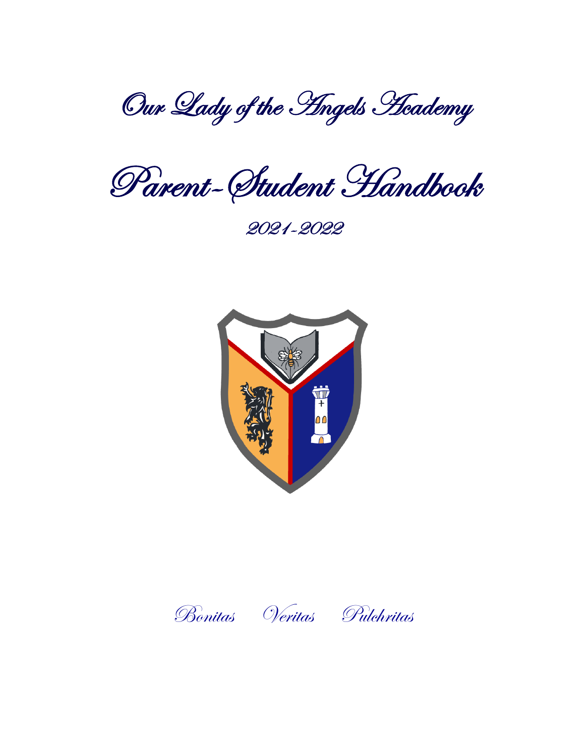# Our Lady of the Angels Academy

# Parent-Student Handbook

## 2021-2022

*Bonitas Veritas Pulchritas*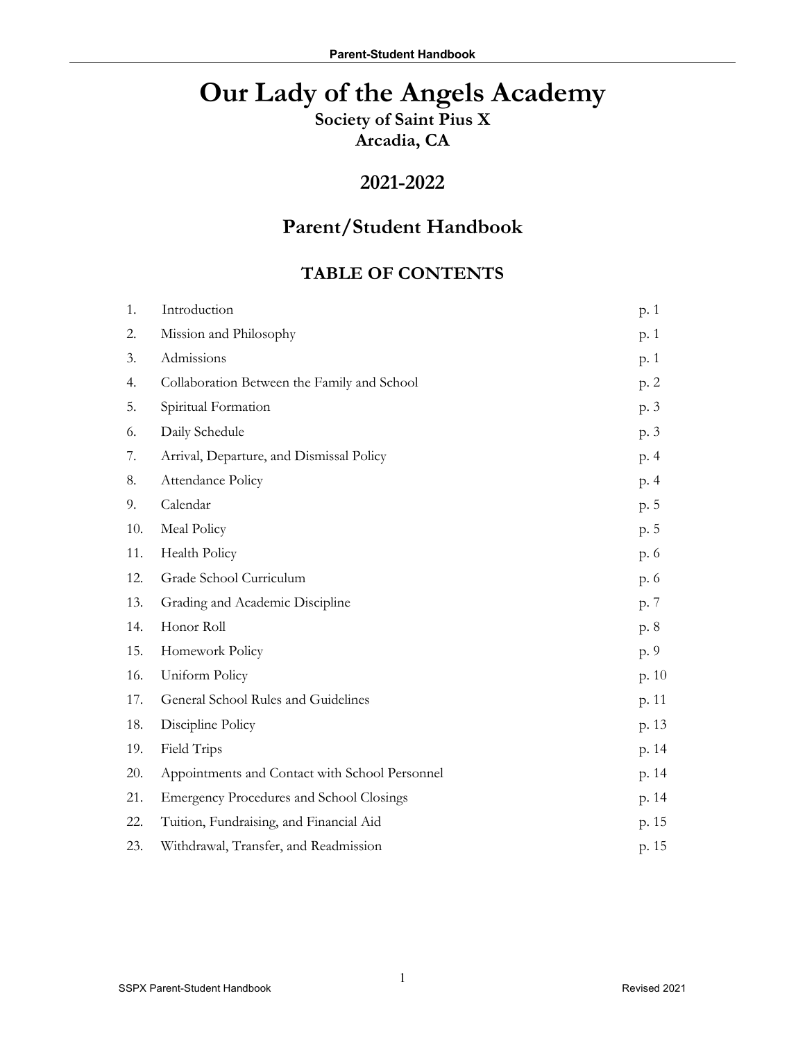# Our Lady of the Angels Academy

**Society of Saint Pius X**
**Arcadia, CA**

## 2021-2022

## Parent/Student Handbook

### TABLE OF CONTENTS

| | | |
|---|---|---|
| 1. | Introduction | p. 1 |
| 2. | Mission and Philosophy | p. 1 |
| 3. | Admissions | p. 1 |
| 4. | Collaboration Between the Family and School | p. 2 |
| 5. | Spiritual Formation | p. 3 |
| 6. | Daily Schedule | p. 3 |
| 7. | Arrival, Departure, and Dismissal Policy | p. 4 |
| 8. | Attendance Policy | p. 4 |
| 9. | Calendar | p. 5 |
| 10. | Meal Policy | p. 5 |
| 11. | Health Policy | p. 6 |
| 12. | Grade School Curriculum | p. 6 |
| 13. | Grading and Academic Discipline | p. 7 |
| 14. | Honor Roll | p. 8 |
| 15. | Homework Policy | p. 9 |
| 16. | Uniform Policy | p. 10 |
| 17. | General School Rules and Guidelines | p. 11 |
| 18. | Discipline Policy | p. 13 |
| 19. | Field Trips | p. 14 |
| 20. | Appointments and Contact with School Personnel | p. 14 |
| 21. | Emergency Procedures and School Closings | p. 14 |
| 22. | Tuition, Fundraising, and Financial Aid | p. 15 |
| 23. | Withdrawal, Transfer, and Readmission | p. 15 |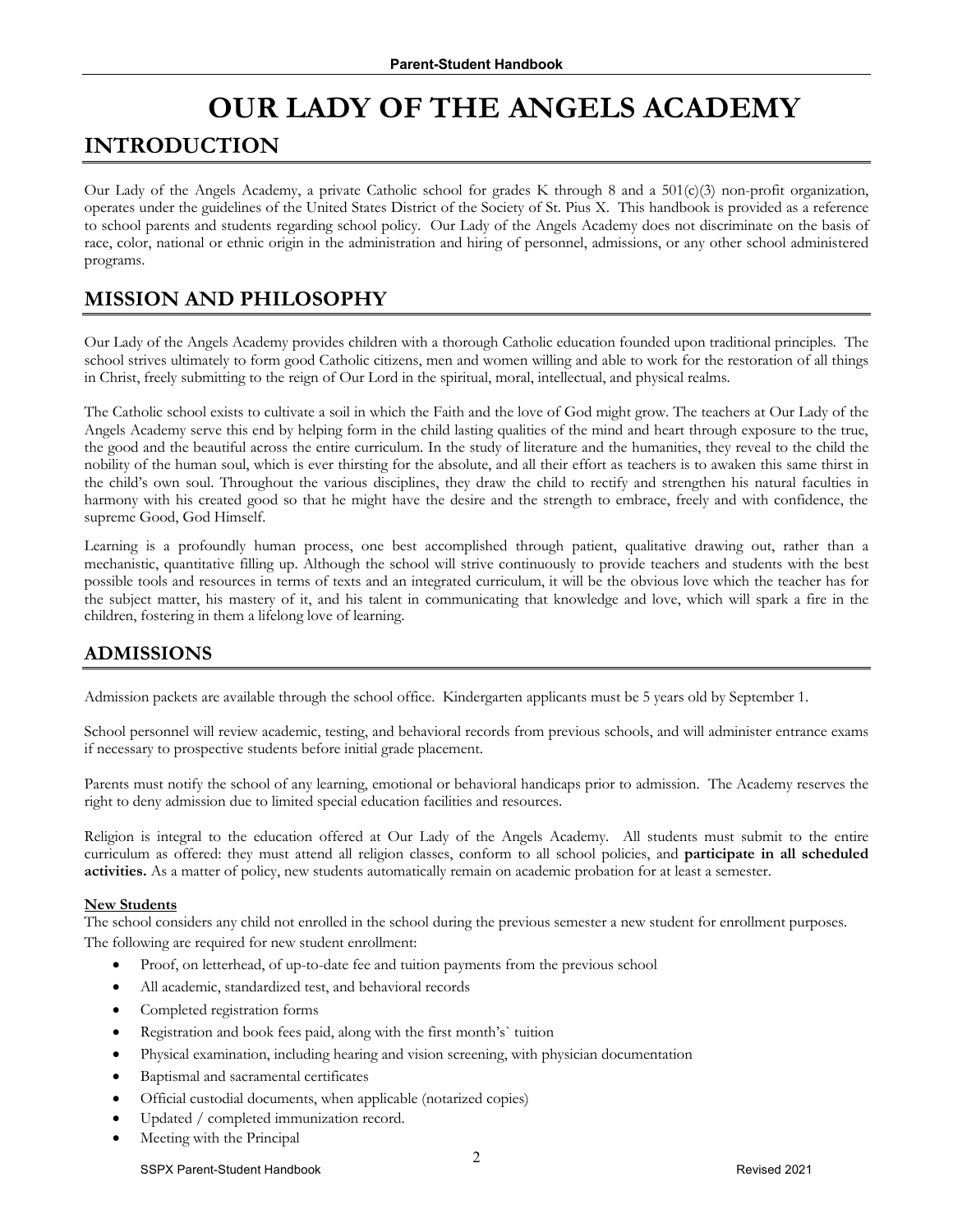# OUR LADY OF THE ANGELS ACADEMY

## INTRODUCTION

Our Lady of the Angels Academy, a private Catholic school for grades K through 8 and a 501(c)(3) non-profit organization, operates under the guidelines of the United States District of the Society of St. Pius X. This handbook is provided as a reference to school parents and students regarding school policy. Our Lady of the Angels Academy does not discriminate on the basis of race, color, national or ethnic origin in the administration and hiring of personnel, admissions, or any other school administered programs.

## MISSION AND PHILOSOPHY

Our Lady of the Angels Academy provides children with a thorough Catholic education founded upon traditional principles. The school strives ultimately to form good Catholic citizens, men and women willing and able to work for the restoration of all things in Christ, freely submitting to the reign of Our Lord in the spiritual, moral, intellectual, and physical realms.

The Catholic school exists to cultivate a soil in which the Faith and the love of God might grow. The teachers at Our Lady of the Angels Academy serve this end by helping form in the child lasting qualities of the mind and heart through exposure to the true, the good and the beautiful across the entire curriculum. In the study of literature and the humanities, they reveal to the child the nobility of the human soul, which is ever thirsting for the absolute, and all their effort as teachers is to awaken this same thirst in the child's own soul. Throughout the various disciplines, they draw the child to rectify and strengthen his natural faculties in harmony with his created good so that he might have the desire and the strength to embrace, freely and with confidence, the supreme Good, God Himself.

Learning is a profoundly human process, one best accomplished through patient, qualitative drawing out, rather than a mechanistic, quantitative filling up. Although the school will strive continuously to provide teachers and students with the best possible tools and resources in terms of texts and an integrated curriculum, it will be the obvious love which the teacher has for the subject matter, his mastery of it, and his talent in communicating that knowledge and love, which will spark a fire in the children, fostering in them a lifelong love of learning.

## ADMISSIONS

Admission packets are available through the school office. Kindergarten applicants must be 5 years old by September 1.

School personnel will review academic, testing, and behavioral records from previous schools, and will administer entrance exams if necessary to prospective students before initial grade placement.

Parents must notify the school of any learning, emotional or behavioral handicaps prior to admission. The Academy reserves the right to deny admission due to limited special education facilities and resources.

Religion is integral to the education offered at Our Lady of the Angels Academy. All students must submit to the entire curriculum as offered: they must attend all religion classes, conform to all school policies, and **participate in all scheduled activities.** As a matter of policy, new students automatically remain on academic probation for at least a semester.

**New Students**

The school considers any child not enrolled in the school during the previous semester a new student for enrollment purposes. The following are required for new student enrollment:

- Proof, on letterhead, of up-to-date fee and tuition payments from the previous school
- All academic, standardized test, and behavioral records
- Completed registration forms
- Registration and book fees paid, along with the first month's` tuition
- Physical examination, including hearing and vision screening, with physician documentation
- Baptismal and sacramental certificates
- Official custodial documents, when applicable (notarized copies)
- Updated / completed immunization record.
- Meeting with the Principal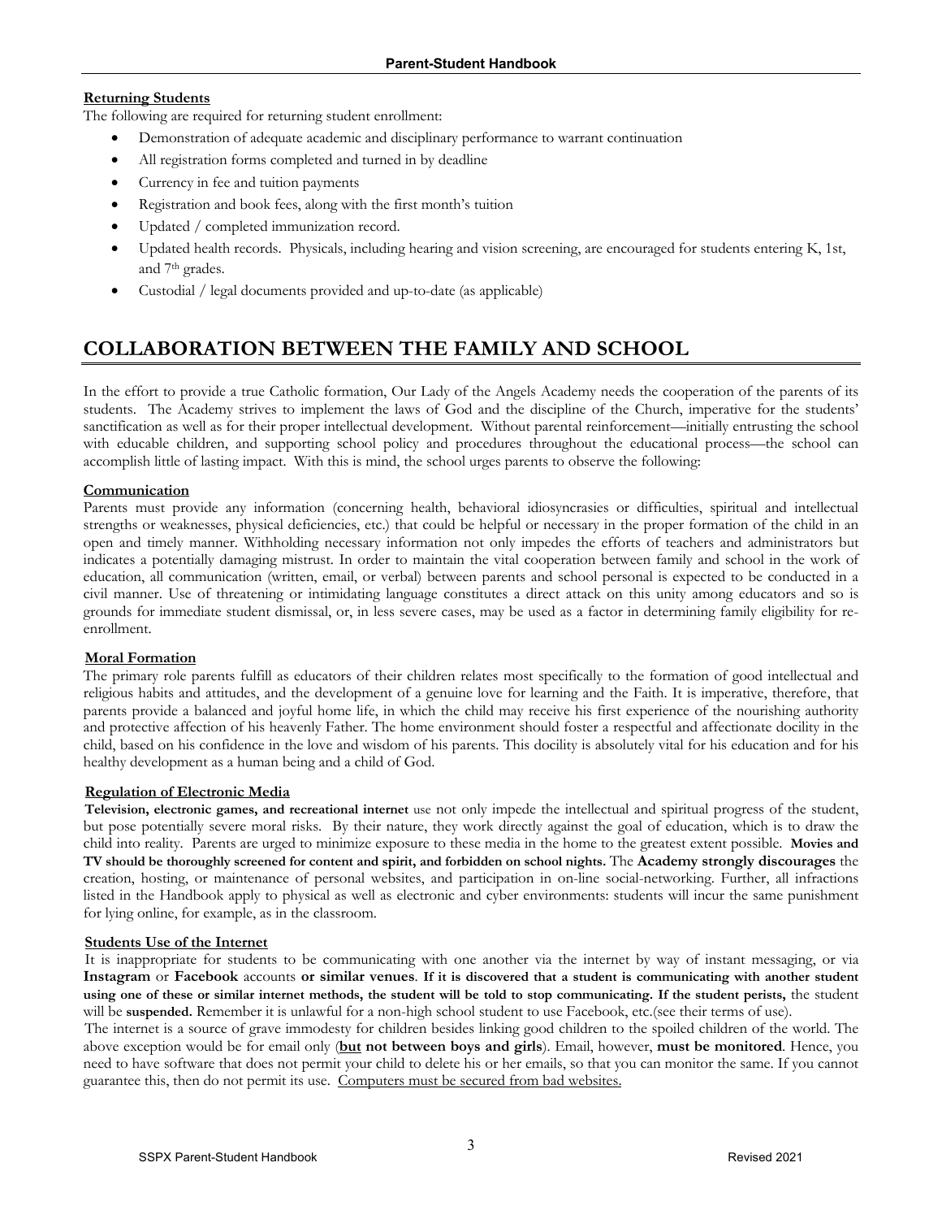**Returning Students**

The following are required for returning student enrollment:

- Demonstration of adequate academic and disciplinary performance to warrant continuation
- All registration forms completed and turned in by deadline
- Currency in fee and tuition payments
- Registration and book fees, along with the first month's tuition
- Updated / completed immunization record.
- Updated health records. Physicals, including hearing and vision screening, are encouraged for students entering K, 1st, and 7th grades.
- Custodial / legal documents provided and up-to-date (as applicable)

# COLLABORATION BETWEEN THE FAMILY AND SCHOOL

In the effort to provide a true Catholic formation, Our Lady of the Angels Academy needs the cooperation of the parents of its students. The Academy strives to implement the laws of God and the discipline of the Church, imperative for the students' sanctification as well as for their proper intellectual development. Without parental reinforcement—initially entrusting the school with educable children, and supporting school policy and procedures throughout the educational process—the school can accomplish little of lasting impact. With this is mind, the school urges parents to observe the following:

**Communication**

Parents must provide any information (concerning health, behavioral idiosyncrasies or difficulties, spiritual and intellectual strengths or weaknesses, physical deficiencies, etc.) that could be helpful or necessary in the proper formation of the child in an open and timely manner. Withholding necessary information not only impedes the efforts of teachers and administrators but indicates a potentially damaging mistrust. In order to maintain the vital cooperation between family and school in the work of education, all communication (written, email, or verbal) between parents and school personal is expected to be conducted in a civil manner. Use of threatening or intimidating language constitutes a direct attack on this unity among educators and so is grounds for immediate student dismissal, or, in less severe cases, may be used as a factor in determining family eligibility for re-enrollment.

**Moral Formation**

The primary role parents fulfill as educators of their children relates most specifically to the formation of good intellectual and religious habits and attitudes, and the development of a genuine love for learning and the Faith. It is imperative, therefore, that parents provide a balanced and joyful home life, in which the child may receive his first experience of the nourishing authority and protective affection of his heavenly Father. The home environment should foster a respectful and affectionate docility in the child, based on his confidence in the love and wisdom of his parents. This docility is absolutely vital for his education and for his healthy development as a human being and a child of God.

**Regulation of Electronic Media**

**Television, electronic games, and recreational internet** use not only impede the intellectual and spiritual progress of the student, but pose potentially severe moral risks. By their nature, they work directly against the goal of education, which is to draw the child into reality. Parents are urged to minimize exposure to these media in the home to the greatest extent possible. **Movies and TV should be thoroughly screened for content and spirit, and forbidden on school nights.** The **Academy strongly discourages** the creation, hosting, or maintenance of personal websites, and participation in on-line social-networking. Further, all infractions listed in the Handbook apply to physical as well as electronic and cyber environments: students will incur the same punishment for lying online, for example, as in the classroom.

**Students Use of the Internet**

It is inappropriate for students to be communicating with one another via the internet by way of instant messaging, or via **Instagram** or **Facebook** accounts **or similar venues**. **If it is discovered that a student is communicating with another student using one of these or similar internet methods, the student will be told to stop communicating. If the student perists,** the student will be **suspended.** Remember it is unlawful for a non-high school student to use Facebook, etc.(see their terms of use).

The internet is a source of grave immodesty for children besides linking good children to the spoiled children of the world. The above exception would be for email only (**but not between boys and girls**). Email, however, **must be monitored**. Hence, you need to have software that does not permit your child to delete his or her emails, so that you can monitor the same. If you cannot guarantee this, then do not permit its use. Computers must be secured from bad websites.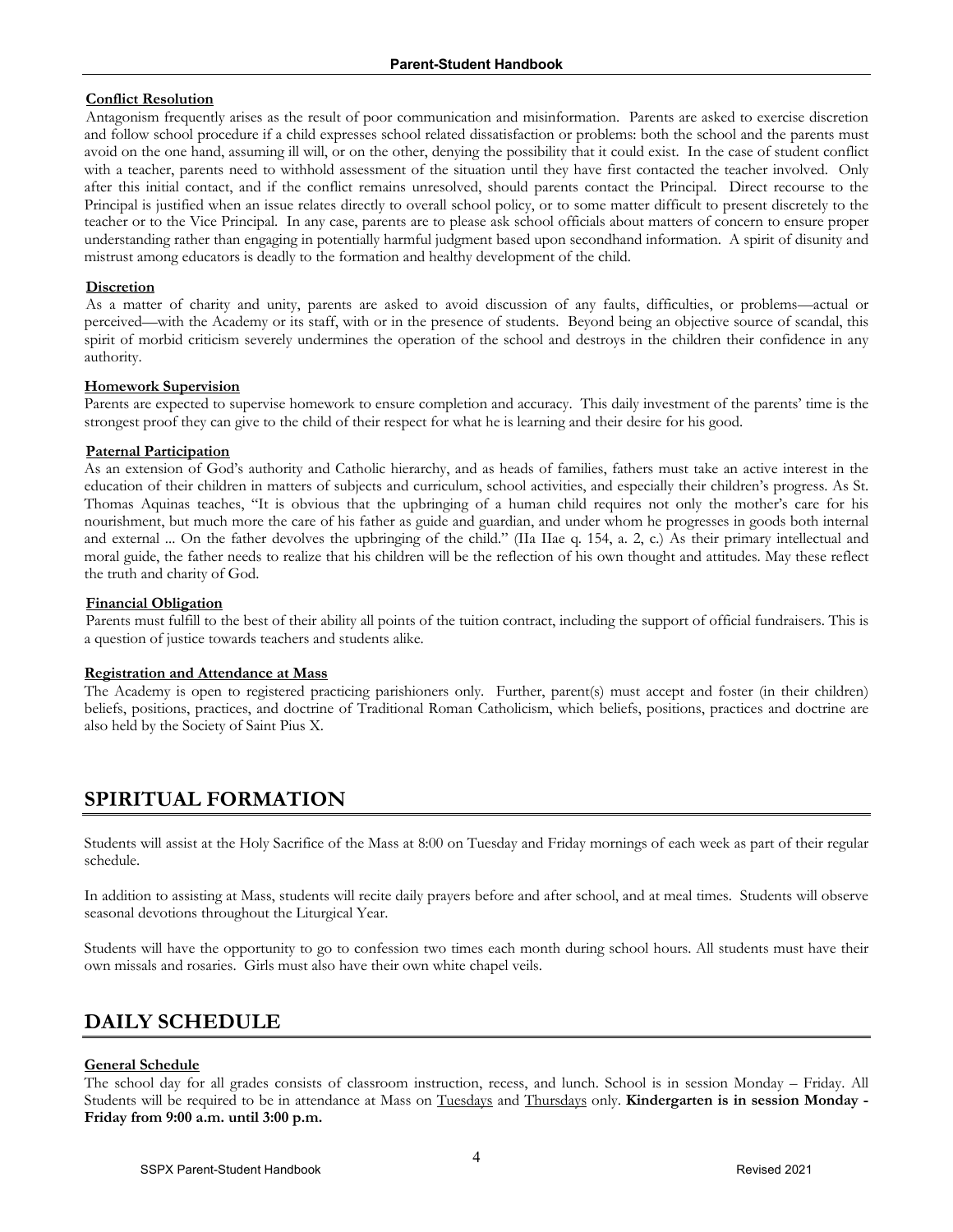**Conflict Resolution**

Antagonism frequently arises as the result of poor communication and misinformation. Parents are asked to exercise discretion and follow school procedure if a child expresses school related dissatisfaction or problems: both the school and the parents must avoid on the one hand, assuming ill will, or on the other, denying the possibility that it could exist. In the case of student conflict with a teacher, parents need to withhold assessment of the situation until they have first contacted the teacher involved. Only after this initial contact, and if the conflict remains unresolved, should parents contact the Principal. Direct recourse to the Principal is justified when an issue relates directly to overall school policy, or to some matter difficult to present discretely to the teacher or to the Vice Principal. In any case, parents are to please ask school officials about matters of concern to ensure proper understanding rather than engaging in potentially harmful judgment based upon secondhand information. A spirit of disunity and mistrust among educators is deadly to the formation and healthy development of the child.

**Discretion**

As a matter of charity and unity, parents are asked to avoid discussion of any faults, difficulties, or problems—actual or perceived—with the Academy or its staff, with or in the presence of students. Beyond being an objective source of scandal, this spirit of morbid criticism severely undermines the operation of the school and destroys in the children their confidence in any authority.

**Homework Supervision**

Parents are expected to supervise homework to ensure completion and accuracy. This daily investment of the parents' time is the strongest proof they can give to the child of their respect for what he is learning and their desire for his good.

**Paternal Participation**

As an extension of God's authority and Catholic hierarchy, and as heads of families, fathers must take an active interest in the education of their children in matters of subjects and curriculum, school activities, and especially their children's progress. As St. Thomas Aquinas teaches, "It is obvious that the upbringing of a human child requires not only the mother's care for his nourishment, but much more the care of his father as guide and guardian, and under whom he progresses in goods both internal and external ... On the father devolves the upbringing of the child." (IIa IIae q. 154, a. 2, c.) As their primary intellectual and moral guide, the father needs to realize that his children will be the reflection of his own thought and attitudes. May these reflect the truth and charity of God.

**Financial Obligation**

Parents must fulfill to the best of their ability all points of the tuition contract, including the support of official fundraisers. This is a question of justice towards teachers and students alike.

**Registration and Attendance at Mass**

The Academy is open to registered practicing parishioners only. Further, parent(s) must accept and foster (in their children) beliefs, positions, practices, and doctrine of Traditional Roman Catholicism, which beliefs, positions, practices and doctrine are also held by the Society of Saint Pius X.

# SPIRITUAL FORMATION

Students will assist at the Holy Sacrifice of the Mass at 8:00 on Tuesday and Friday mornings of each week as part of their regular schedule.

In addition to assisting at Mass, students will recite daily prayers before and after school, and at meal times. Students will observe seasonal devotions throughout the Liturgical Year.

Students will have the opportunity to go to confession two times each month during school hours. All students must have their own missals and rosaries. Girls must also have their own white chapel veils.

# DAILY SCHEDULE

**General Schedule**

The school day for all grades consists of classroom instruction, recess, and lunch. School is in session Monday – Friday. All Students will be required to be in attendance at Mass on Tuesdays and Thursdays only. **Kindergarten is in session Monday - Friday from 9:00 a.m. until 3:00 p.m.**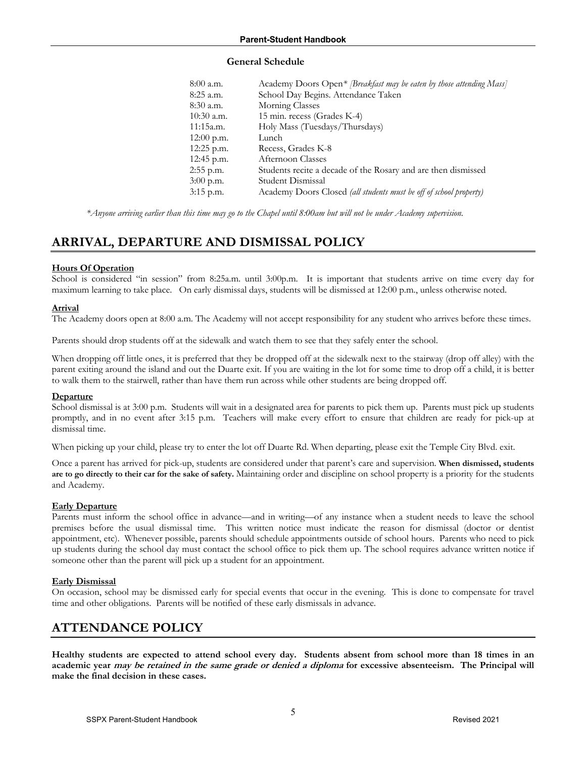**General Schedule**

| | |
|---|---|
| 8:00 a.m. | Academy Doors Open* *[Breakfast may be eaten by those attending Mass]* |
| 8:25 a.m. | School Day Begins. Attendance Taken |
| 8:30 a.m. | Morning Classes |
| 10:30 a.m. | 15 min. recess (Grades K-4) |
| 11:15a.m. | Holy Mass (Tuesdays/Thursdays) |
| 12:00 p.m. | Lunch |
| 12:25 p.m. | Recess, Grades K-8 |
| 12:45 p.m. | Afternoon Classes |
| 2:55 p.m. | Students recite a decade of the Rosary and are then dismissed |
| 3:00 p.m. | Student Dismissal |
| 3:15 p.m. | Academy Doors Closed *(all students must be off of school property)* |

**Anyone arriving earlier than this time may go to the Chapel until 8:00am but will not be under Academy supervision.*

## ARRIVAL, DEPARTURE AND DISMISSAL POLICY

**Hours Of Operation**

School is considered "in session" from 8:25a.m. until 3:00p.m. It is important that students arrive on time every day for maximum learning to take place. On early dismissal days, students will be dismissed at 12:00 p.m., unless otherwise noted.

**Arrival**

The Academy doors open at 8:00 a.m. The Academy will not accept responsibility for any student who arrives before these times.

Parents should drop students off at the sidewalk and watch them to see that they safely enter the school.

When dropping off little ones, it is preferred that they be dropped off at the sidewalk next to the stairway (drop off alley) with the parent exiting around the island and out the Duarte exit. If you are waiting in the lot for some time to drop off a child, it is better to walk them to the stairwell, rather than have them run across while other students are being dropped off.

**Departure**

School dismissal is at 3:00 p.m. Students will wait in a designated area for parents to pick them up. Parents must pick up students promptly, and in no event after 3:15 p.m. Teachers will make every effort to ensure that children are ready for pick-up at dismissal time.

When picking up your child, please try to enter the lot off Duarte Rd. When departing, please exit the Temple City Blvd. exit.

Once a parent has arrived for pick-up, students are considered under that parent's care and supervision. **When dismissed, students are to go directly to their car for the sake of safety.** Maintaining order and discipline on school property is a priority for the students and Academy.

**Early Departure**

Parents must inform the school office in advance—and in writing—of any instance when a student needs to leave the school premises before the usual dismissal time. This written notice must indicate the reason for dismissal (doctor or dentist appointment, etc). Whenever possible, parents should schedule appointments outside of school hours. Parents who need to pick up students during the school day must contact the school office to pick them up. The school requires advance written notice if someone other than the parent will pick up a student for an appointment.

**Early Dismissal**

On occasion, school may be dismissed early for special events that occur in the evening. This is done to compensate for travel time and other obligations. Parents will be notified of these early dismissals in advance.

## ATTENDANCE POLICY

**Healthy students are expected to attend school every day. Students absent from school more than 18 times in an academic year *may be retained in the same grade or denied a diploma* for excessive absenteeism. The Principal will make the final decision in these cases.**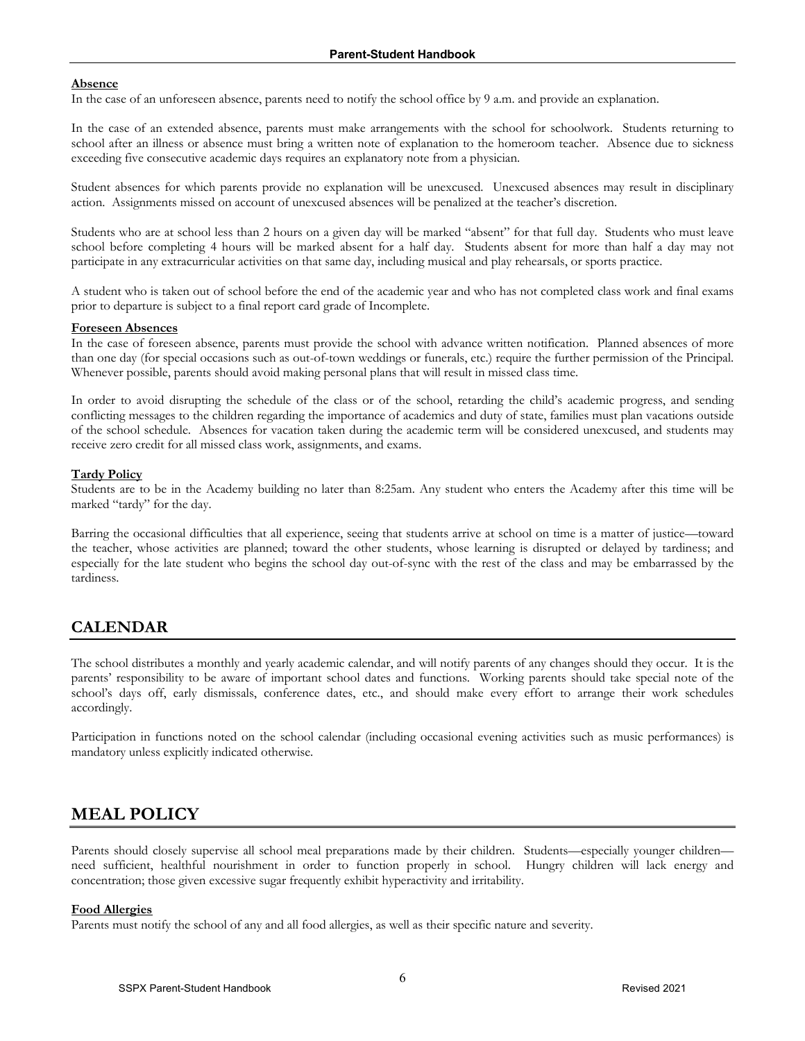#### Absence

In the case of an unforeseen absence, parents need to notify the school office by 9 a.m. and provide an explanation.

In the case of an extended absence, parents must make arrangements with the school for schoolwork. Students returning to school after an illness or absence must bring a written note of explanation to the homeroom teacher. Absence due to sickness exceeding five consecutive academic days requires an explanatory note from a physician.

Student absences for which parents provide no explanation will be unexcused. Unexcused absences may result in disciplinary action. Assignments missed on account of unexcused absences will be penalized at the teacher's discretion.

Students who are at school less than 2 hours on a given day will be marked "absent" for that full day. Students who must leave school before completing 4 hours will be marked absent for a half day. Students absent for more than half a day may not participate in any extracurricular activities on that same day, including musical and play rehearsals, or sports practice.

A student who is taken out of school before the end of the academic year and who has not completed class work and final exams prior to departure is subject to a final report card grade of Incomplete.

#### Foreseen Absences

In the case of foreseen absence, parents must provide the school with advance written notification. Planned absences of more than one day (for special occasions such as out-of-town weddings or funerals, etc.) require the further permission of the Principal. Whenever possible, parents should avoid making personal plans that will result in missed class time.

In order to avoid disrupting the schedule of the class or of the school, retarding the child's academic progress, and sending conflicting messages to the children regarding the importance of academics and duty of state, families must plan vacations outside of the school schedule. Absences for vacation taken during the academic term will be considered unexcused, and students may receive zero credit for all missed class work, assignments, and exams.

#### Tardy Policy

Students are to be in the Academy building no later than 8:25am. Any student who enters the Academy after this time will be marked "tardy" for the day.

Barring the occasional difficulties that all experience, seeing that students arrive at school on time is a matter of justice—toward the teacher, whose activities are planned; toward the other students, whose learning is disrupted or delayed by tardiness; and especially for the late student who begins the school day out-of-sync with the rest of the class and may be embarrassed by the tardiness.

## CALENDAR

The school distributes a monthly and yearly academic calendar, and will notify parents of any changes should they occur. It is the parents' responsibility to be aware of important school dates and functions. Working parents should take special note of the school's days off, early dismissals, conference dates, etc., and should make every effort to arrange their work schedules accordingly.

Participation in functions noted on the school calendar (including occasional evening activities such as music performances) is mandatory unless explicitly indicated otherwise.

## MEAL POLICY

Parents should closely supervise all school meal preparations made by their children. Students—especially younger children—need sufficient, healthful nourishment in order to function properly in school. Hungry children will lack energy and concentration; those given excessive sugar frequently exhibit hyperactivity and irritability.

#### Food Allergies

Parents must notify the school of any and all food allergies, as well as their specific nature and severity.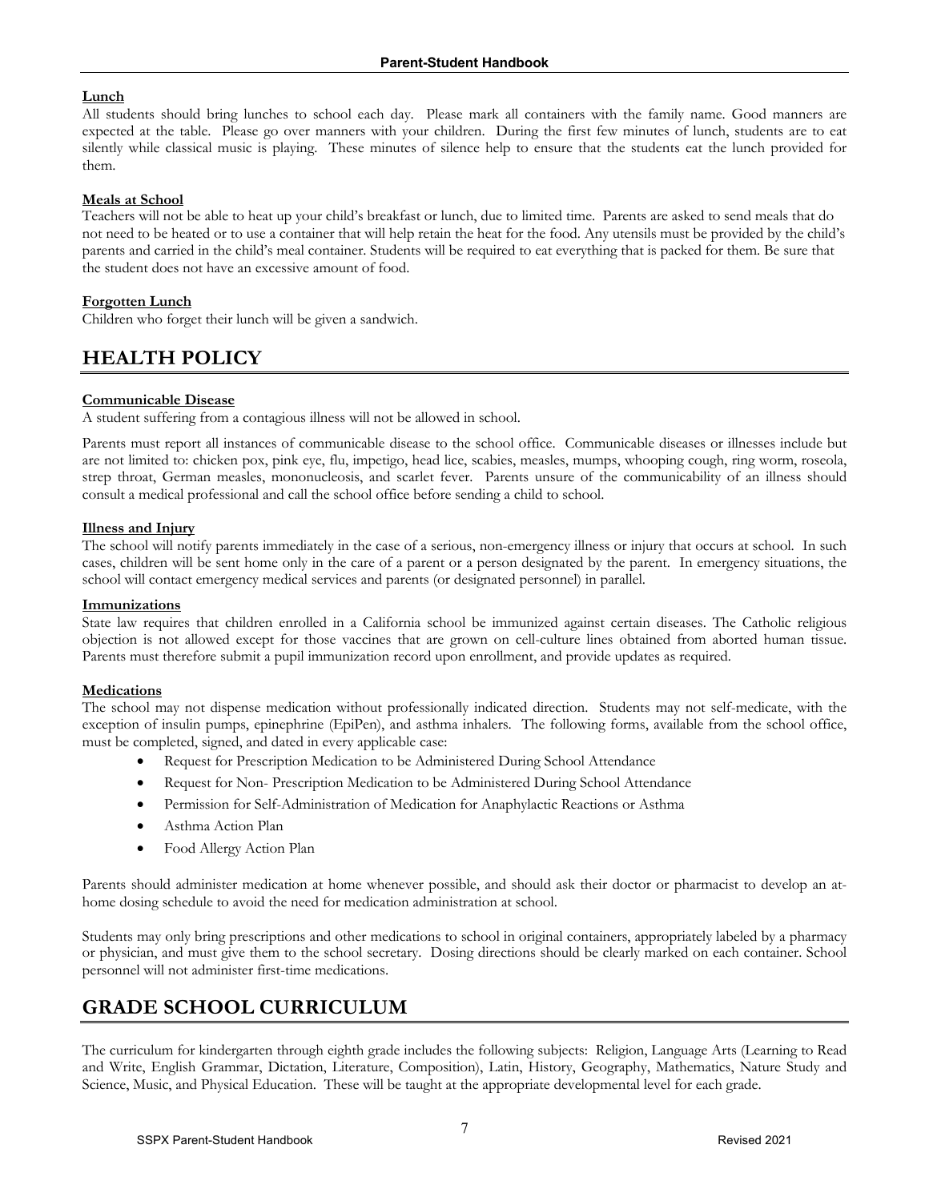**Lunch**

All students should bring lunches to school each day. Please mark all containers with the family name. Good manners are expected at the table. Please go over manners with your children. During the first few minutes of lunch, students are to eat silently while classical music is playing. These minutes of silence help to ensure that the students eat the lunch provided for them.

**Meals at School**

Teachers will not be able to heat up your child's breakfast or lunch, due to limited time. Parents are asked to send meals that do not need to be heated or to use a container that will help retain the heat for the food. Any utensils must be provided by the child's parents and carried in the child's meal container. Students will be required to eat everything that is packed for them. Be sure that the student does not have an excessive amount of food.

**Forgotten Lunch**

Children who forget their lunch will be given a sandwich.

# HEALTH POLICY

**Communicable Disease**

A student suffering from a contagious illness will not be allowed in school.

Parents must report all instances of communicable disease to the school office. Communicable diseases or illnesses include but are not limited to: chicken pox, pink eye, flu, impetigo, head lice, scabies, measles, mumps, whooping cough, ring worm, roseola, strep throat, German measles, mononucleosis, and scarlet fever. Parents unsure of the communicability of an illness should consult a medical professional and call the school office before sending a child to school.

**Illness and Injury**

The school will notify parents immediately in the case of a serious, non-emergency illness or injury that occurs at school. In such cases, children will be sent home only in the care of a parent or a person designated by the parent. In emergency situations, the school will contact emergency medical services and parents (or designated personnel) in parallel.

**Immunizations**

State law requires that children enrolled in a California school be immunized against certain diseases. The Catholic religious objection is not allowed except for those vaccines that are grown on cell-culture lines obtained from aborted human tissue. Parents must therefore submit a pupil immunization record upon enrollment, and provide updates as required.

**Medications**

The school may not dispense medication without professionally indicated direction. Students may not self-medicate, with the exception of insulin pumps, epinephrine (EpiPen), and asthma inhalers. The following forms, available from the school office, must be completed, signed, and dated in every applicable case:

- Request for Prescription Medication to be Administered During School Attendance
- Request for Non- Prescription Medication to be Administered During School Attendance
- Permission for Self-Administration of Medication for Anaphylactic Reactions or Asthma
- Asthma Action Plan
- Food Allergy Action Plan

Parents should administer medication at home whenever possible, and should ask their doctor or pharmacist to develop an at-home dosing schedule to avoid the need for medication administration at school.

Students may only bring prescriptions and other medications to school in original containers, appropriately labeled by a pharmacy or physician, and must give them to the school secretary. Dosing directions should be clearly marked on each container. School personnel will not administer first-time medications.

# GRADE SCHOOL CURRICULUM

The curriculum for kindergarten through eighth grade includes the following subjects: Religion, Language Arts (Learning to Read and Write, English Grammar, Dictation, Literature, Composition), Latin, History, Geography, Mathematics, Nature Study and Science, Music, and Physical Education. These will be taught at the appropriate developmental level for each grade.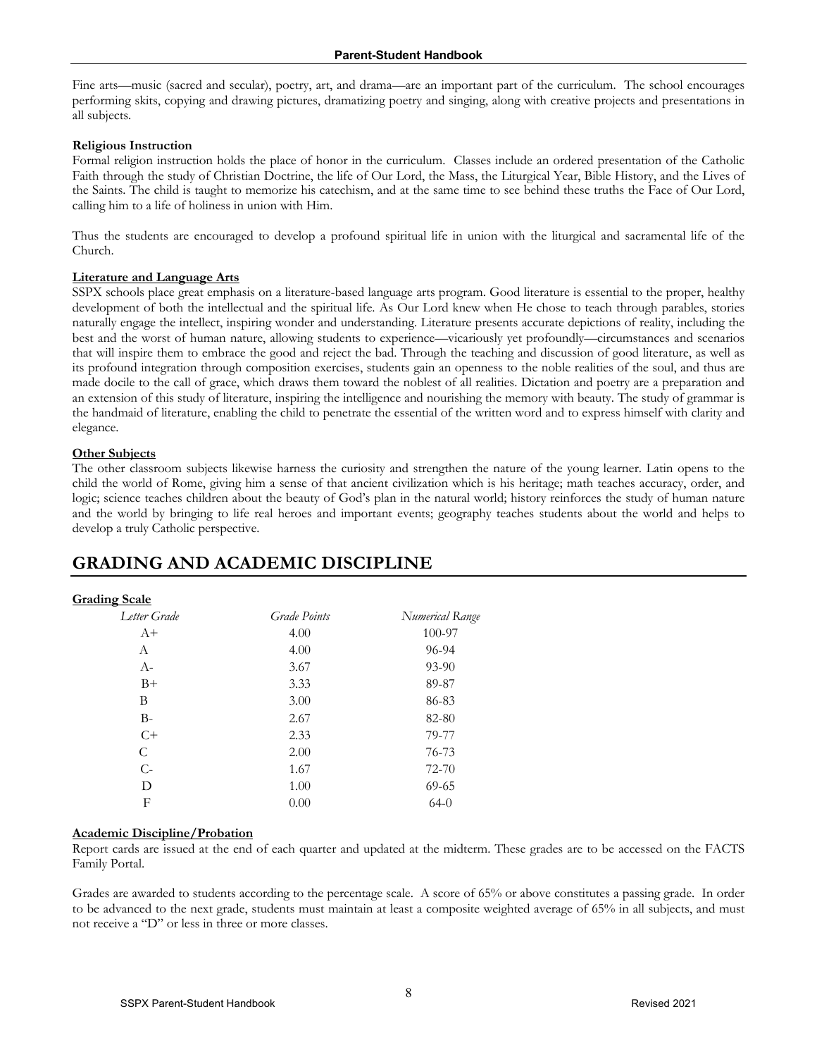Fine arts—music (sacred and secular), poetry, art, and drama—are an important part of the curriculum. The school encourages performing skits, copying and drawing pictures, dramatizing poetry and singing, along with creative projects and presentations in all subjects.

**Religious Instruction**

Formal religion instruction holds the place of honor in the curriculum. Classes include an ordered presentation of the Catholic Faith through the study of Christian Doctrine, the life of Our Lord, the Mass, the Liturgical Year, Bible History, and the Lives of the Saints. The child is taught to memorize his catechism, and at the same time to see behind these truths the Face of Our Lord, calling him to a life of holiness in union with Him.

Thus the students are encouraged to develop a profound spiritual life in union with the liturgical and sacramental life of the Church.

**Literature and Language Arts**

SSPX schools place great emphasis on a literature-based language arts program. Good literature is essential to the proper, healthy development of both the intellectual and the spiritual life. As Our Lord knew when He chose to teach through parables, stories naturally engage the intellect, inspiring wonder and understanding. Literature presents accurate depictions of reality, including the best and the worst of human nature, allowing students to experience—vicariously yet profoundly—circumstances and scenarios that will inspire them to embrace the good and reject the bad. Through the teaching and discussion of good literature, as well as its profound integration through composition exercises, students gain an openness to the noble realities of the soul, and thus are made docile to the call of grace, which draws them toward the noblest of all realities. Dictation and poetry are a preparation and an extension of this study of literature, inspiring the intelligence and nourishing the memory with beauty. The study of grammar is the handmaid of literature, enabling the child to penetrate the essential of the written word and to express himself with clarity and elegance.

**Other Subjects**

The other classroom subjects likewise harness the curiosity and strengthen the nature of the young learner. Latin opens to the child the world of Rome, giving him a sense of that ancient civilization which is his heritage; math teaches accuracy, order, and logic; science teaches children about the beauty of God's plan in the natural world; history reinforces the study of human nature and the world by bringing to life real heroes and important events; geography teaches students about the world and helps to develop a truly Catholic perspective.

# GRADING AND ACADEMIC DISCIPLINE

**Grading Scale**

| *Letter Grade* | *Grade Points* | *Numerical Range* |
|---|---|---|
| A+ | 4.00 | 100-97 |
| A | 4.00 | 96-94 |
| A- | 3.67 | 93-90 |
| B+ | 3.33 | 89-87 |
| B | 3.00 | 86-83 |
| B- | 2.67 | 82-80 |
| C+ | 2.33 | 79-77 |
| C | 2.00 | 76-73 |
| C- | 1.67 | 72-70 |
| D | 1.00 | 69-65 |
| F | 0.00 | 64-0 |

**Academic Discipline/Probation**

Report cards are issued at the end of each quarter and updated at the midterm. These grades are to be accessed on the FACTS Family Portal.

Grades are awarded to students according to the percentage scale. A score of 65% or above constitutes a passing grade. In order to be advanced to the next grade, students must maintain at least a composite weighted average of 65% in all subjects, and must not receive a "D" or less in three or more classes.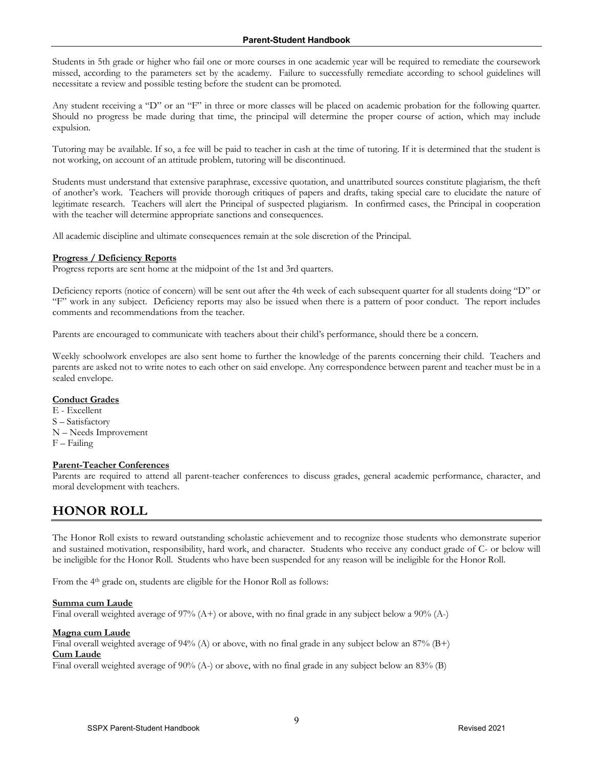Students in 5th grade or higher who fail one or more courses in one academic year will be required to remediate the coursework missed, according to the parameters set by the academy. Failure to successfully remediate according to school guidelines will necessitate a review and possible testing before the student can be promoted.

Any student receiving a "D" or an "F" in three or more classes will be placed on academic probation for the following quarter. Should no progress be made during that time, the principal will determine the proper course of action, which may include expulsion.

Tutoring may be available. If so, a fee will be paid to teacher in cash at the time of tutoring. If it is determined that the student is not working, on account of an attitude problem, tutoring will be discontinued.

Students must understand that extensive paraphrase, excessive quotation, and unattributed sources constitute plagiarism, the theft of another's work. Teachers will provide thorough critiques of papers and drafts, taking special care to elucidate the nature of legitimate research. Teachers will alert the Principal of suspected plagiarism. In confirmed cases, the Principal in cooperation with the teacher will determine appropriate sanctions and consequences.

All academic discipline and ultimate consequences remain at the sole discretion of the Principal.

**Progress / Deficiency Reports**

Progress reports are sent home at the midpoint of the 1st and 3rd quarters.

Deficiency reports (notice of concern) will be sent out after the 4th week of each subsequent quarter for all students doing "D" or "F" work in any subject. Deficiency reports may also be issued when there is a pattern of poor conduct. The report includes comments and recommendations from the teacher.

Parents are encouraged to communicate with teachers about their child's performance, should there be a concern.

Weekly schoolwork envelopes are also sent home to further the knowledge of the parents concerning their child. Teachers and parents are asked not to write notes to each other on said envelope. Any correspondence between parent and teacher must be in a sealed envelope.

**Conduct Grades**

E - Excellent
S – Satisfactory
N – Needs Improvement
F – Failing

**Parent-Teacher Conferences**

Parents are required to attend all parent-teacher conferences to discuss grades, general academic performance, character, and moral development with teachers.

# HONOR ROLL

The Honor Roll exists to reward outstanding scholastic achievement and to recognize those students who demonstrate superior and sustained motivation, responsibility, hard work, and character. Students who receive any conduct grade of C- or below will be ineligible for the Honor Roll. Students who have been suspended for any reason will be ineligible for the Honor Roll.

From the 4th grade on, students are eligible for the Honor Roll as follows:

**Summa cum Laude**

Final overall weighted average of 97% (A+) or above, with no final grade in any subject below a 90% (A-)

**Magna cum Laude**

Final overall weighted average of 94% (A) or above, with no final grade in any subject below an 87% (B+)

**Cum Laude**

Final overall weighted average of 90% (A-) or above, with no final grade in any subject below an 83% (B)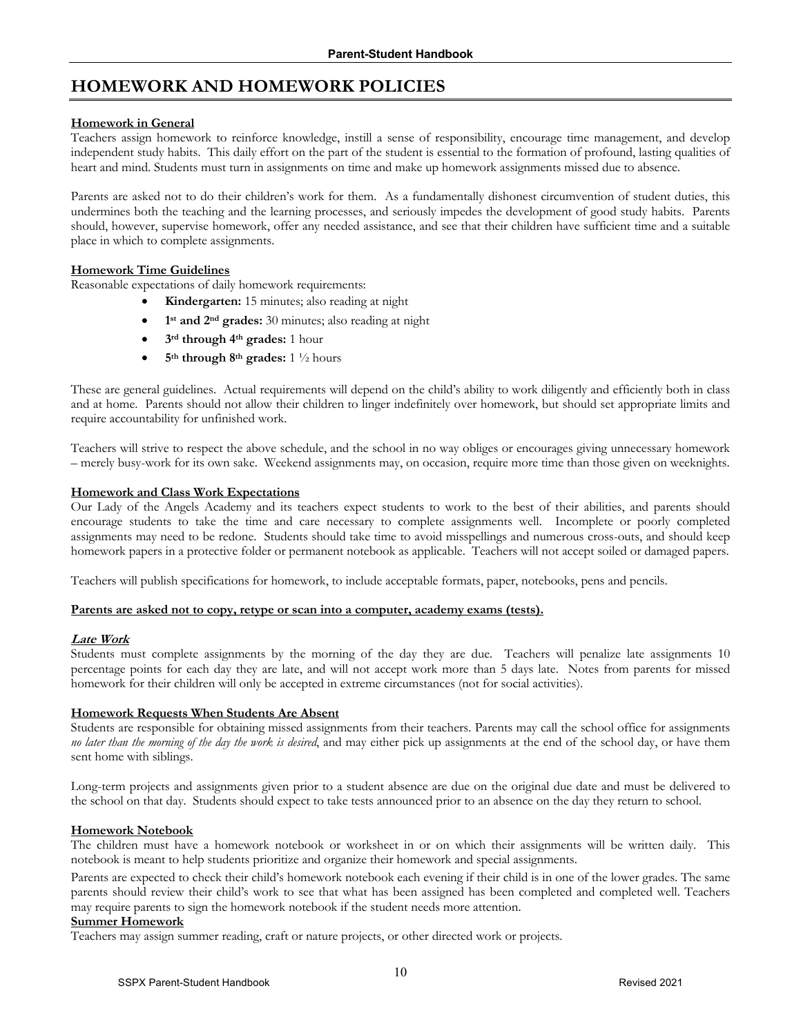# HOMEWORK AND HOMEWORK POLICIES

**Homework in General**

Teachers assign homework to reinforce knowledge, instill a sense of responsibility, encourage time management, and develop independent study habits. This daily effort on the part of the student is essential to the formation of profound, lasting qualities of heart and mind. Students must turn in assignments on time and make up homework assignments missed due to absence.

Parents are asked not to do their children's work for them. As a fundamentally dishonest circumvention of student duties, this undermines both the teaching and the learning processes, and seriously impedes the development of good study habits. Parents should, however, supervise homework, offer any needed assistance, and see that their children have sufficient time and a suitable place in which to complete assignments.

**Homework Time Guidelines**

Reasonable expectations of daily homework requirements:

- **Kindergarten:** 15 minutes; also reading at night
- **1st and 2nd grades:** 30 minutes; also reading at night
- **3rd through 4th grades:** 1 hour
- **5th through 8th grades:** 1 ½ hours

These are general guidelines. Actual requirements will depend on the child's ability to work diligently and efficiently both in class and at home. Parents should not allow their children to linger indefinitely over homework, but should set appropriate limits and require accountability for unfinished work.

Teachers will strive to respect the above schedule, and the school in no way obliges or encourages giving unnecessary homework – merely busy-work for its own sake. Weekend assignments may, on occasion, require more time than those given on weeknights.

**Homework and Class Work Expectations**

Our Lady of the Angels Academy and its teachers expect students to work to the best of their abilities, and parents should encourage students to take the time and care necessary to complete assignments well. Incomplete or poorly completed assignments may need to be redone. Students should take time to avoid misspellings and numerous cross-outs, and should keep homework papers in a protective folder or permanent notebook as applicable. Teachers will not accept soiled or damaged papers.

Teachers will publish specifications for homework, to include acceptable formats, paper, notebooks, pens and pencils.

**Parents are asked not to copy, retype or scan into a computer, academy exams (tests).**

***Late Work***

Students must complete assignments by the morning of the day they are due. Teachers will penalize late assignments 10 percentage points for each day they are late, and will not accept work more than 5 days late. Notes from parents for missed homework for their children will only be accepted in extreme circumstances (not for social activities).

**Homework Requests When Students Are Absent**

Students are responsible for obtaining missed assignments from their teachers. Parents may call the school office for assignments *no later than the morning of the day the work is desired*, and may either pick up assignments at the end of the school day, or have them sent home with siblings.

Long-term projects and assignments given prior to a student absence are due on the original due date and must be delivered to the school on that day. Students should expect to take tests announced prior to an absence on the day they return to school.

**Homework Notebook**

The children must have a homework notebook or worksheet in or on which their assignments will be written daily. This notebook is meant to help students prioritize and organize their homework and special assignments.

Parents are expected to check their child's homework notebook each evening if their child is in one of the lower grades. The same parents should review their child's work to see that what has been assigned has been completed and completed well. Teachers may require parents to sign the homework notebook if the student needs more attention.

**Summer Homework**

Teachers may assign summer reading, craft or nature projects, or other directed work or projects.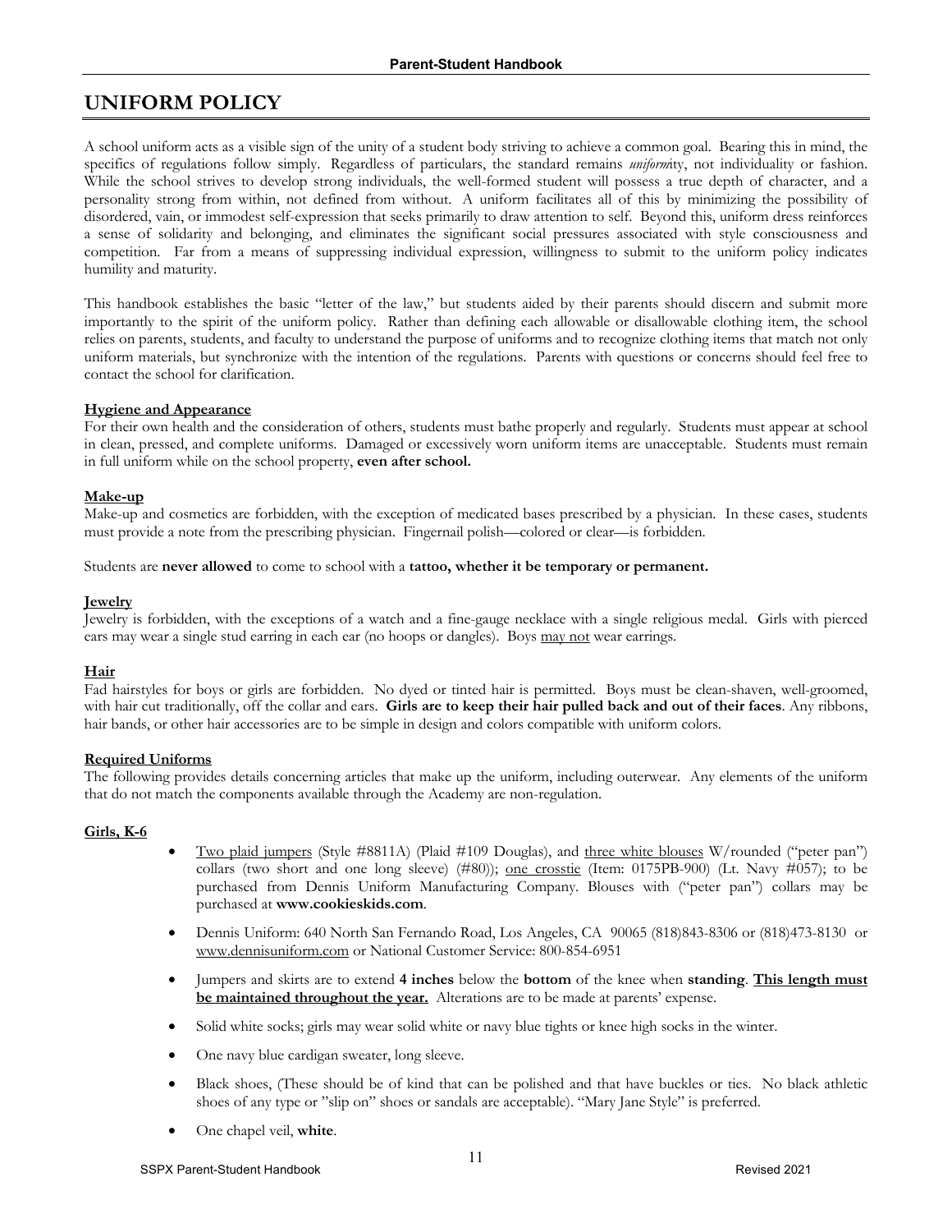## UNIFORM POLICY

A school uniform acts as a visible sign of the unity of a student body striving to achieve a common goal. Bearing this in mind, the specifics of regulations follow simply. Regardless of particulars, the standard remains *uniform*ity, not individuality or fashion. While the school strives to develop strong individuals, the well-formed student will possess a true depth of character, and a personality strong from within, not defined from without. A uniform facilitates all of this by minimizing the possibility of disordered, vain, or immodest self-expression that seeks primarily to draw attention to self. Beyond this, uniform dress reinforces a sense of solidarity and belonging, and eliminates the significant social pressures associated with style consciousness and competition. Far from a means of suppressing individual expression, willingness to submit to the uniform policy indicates humility and maturity.

This handbook establishes the basic "letter of the law," but students aided by their parents should discern and submit more importantly to the spirit of the uniform policy. Rather than defining each allowable or disallowable clothing item, the school relies on parents, students, and faculty to understand the purpose of uniforms and to recognize clothing items that match not only uniform materials, but synchronize with the intention of the regulations. Parents with questions or concerns should feel free to contact the school for clarification.

**Hygiene and Appearance**

For their own health and the consideration of others, students must bathe properly and regularly. Students must appear at school in clean, pressed, and complete uniforms. Damaged or excessively worn uniform items are unacceptable. Students must remain in full uniform while on the school property, **even after school.**

**Make-up**

Make-up and cosmetics are forbidden, with the exception of medicated bases prescribed by a physician. In these cases, students must provide a note from the prescribing physician. Fingernail polish—colored or clear—is forbidden.

Students are **never allowed** to come to school with a **tattoo, whether it be temporary or permanent.**

**Jewelry**

Jewelry is forbidden, with the exceptions of a watch and a fine-gauge necklace with a single religious medal. Girls with pierced ears may wear a single stud earring in each ear (no hoops or dangles). Boys may not wear earrings.

**Hair**

Fad hairstyles for boys or girls are forbidden. No dyed or tinted hair is permitted. Boys must be clean-shaven, well-groomed, with hair cut traditionally, off the collar and ears. **Girls are to keep their hair pulled back and out of their faces**. Any ribbons, hair bands, or other hair accessories are to be simple in design and colors compatible with uniform colors.

**Required Uniforms**

The following provides details concerning articles that make up the uniform, including outerwear. Any elements of the uniform that do not match the components available through the Academy are non-regulation.

**Girls, K-6**

- Two plaid jumpers (Style #8811A) (Plaid #109 Douglas), and three white blouses W/rounded ("peter pan") collars (two short and one long sleeve) (#80)); one crosstie (Item: 0175PB-900) (Lt. Navy #057); to be purchased from Dennis Uniform Manufacturing Company. Blouses with ("peter pan") collars may be purchased at **www.cookieskids.com**.
- Dennis Uniform: 640 North San Fernando Road, Los Angeles, CA 90065 (818)843-8306 or (818)473-8130 or www.dennisuniform.com or National Customer Service: 800-854-6951
- Jumpers and skirts are to extend **4 inches** below the **bottom** of the knee when **standing**. **This length must be maintained throughout the year.** Alterations are to be made at parents' expense.
- Solid white socks; girls may wear solid white or navy blue tights or knee high socks in the winter.
- One navy blue cardigan sweater, long sleeve.
- Black shoes, (These should be of kind that can be polished and that have buckles or ties. No black athletic shoes of any type or "slip on" shoes or sandals are acceptable). "Mary Jane Style" is preferred.
- One chapel veil, **white**.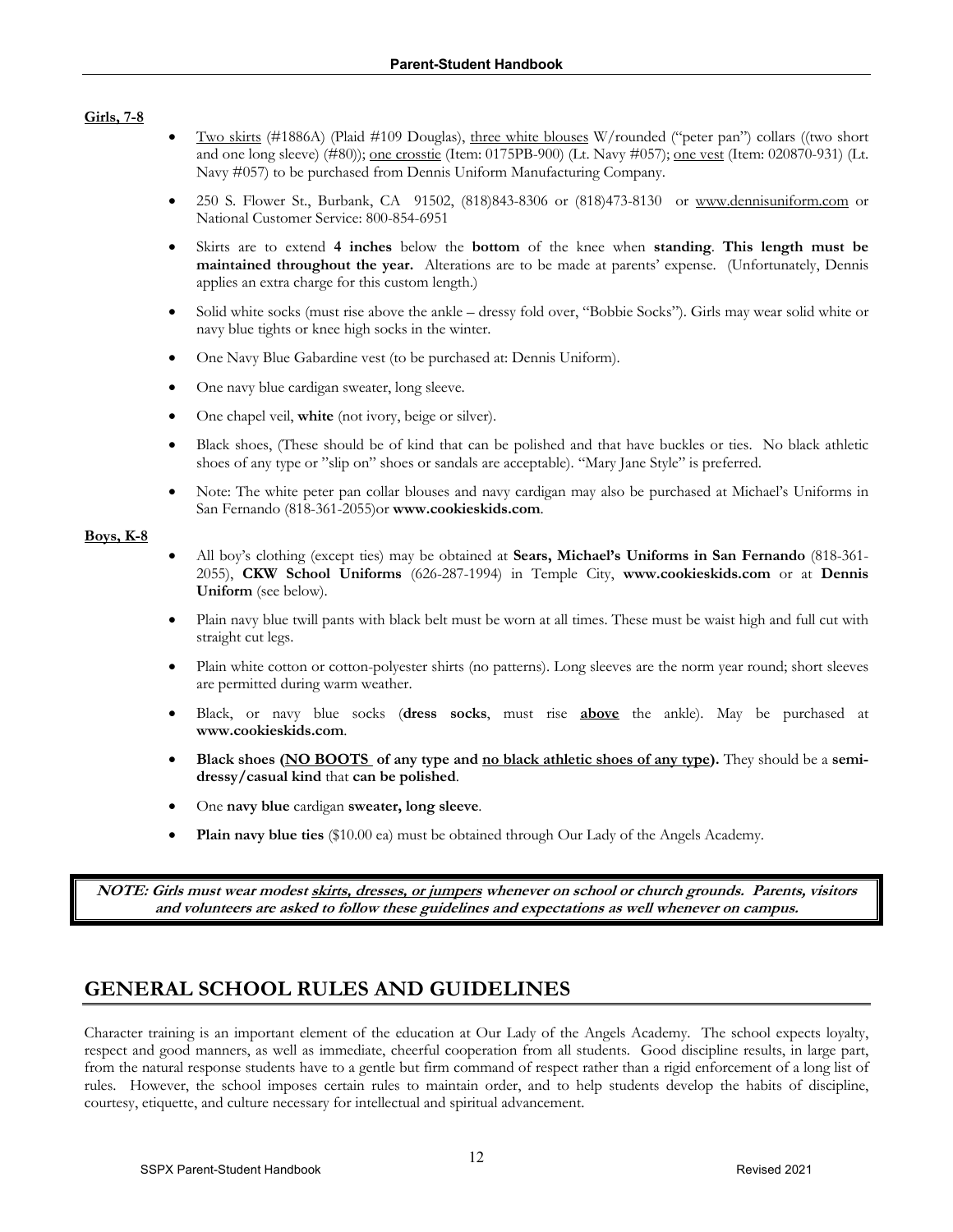**Girls, 7-8**

- Two skirts (#1886A) (Plaid #109 Douglas), three white blouses W/rounded ("peter pan") collars ((two short and one long sleeve) (#80)); one crosstie (Item: 0175PB-900) (Lt. Navy #057); one vest (Item: 020870-931) (Lt. Navy #057) to be purchased from Dennis Uniform Manufacturing Company.
- 250 S. Flower St., Burbank, CA 91502, (818)843-8306 or (818)473-8130 or www.dennisuniform.com or National Customer Service: 800-854-6951
- Skirts are to extend **4 inches** below the **bottom** of the knee when **standing**. **This length must be maintained throughout the year.** Alterations are to be made at parents' expense. (Unfortunately, Dennis applies an extra charge for this custom length.)
- Solid white socks (must rise above the ankle – dressy fold over, "Bobbie Socks"). Girls may wear solid white or navy blue tights or knee high socks in the winter.
- One Navy Blue Gabardine vest (to be purchased at: Dennis Uniform).
- One navy blue cardigan sweater, long sleeve.
- One chapel veil, **white** (not ivory, beige or silver).
- Black shoes, (These should be of kind that can be polished and that have buckles or ties. No black athletic shoes of any type or "slip on" shoes or sandals are acceptable). "Mary Jane Style" is preferred.
- Note: The white peter pan collar blouses and navy cardigan may also be purchased at Michael's Uniforms in San Fernando (818-361-2055)or **www.cookieskids.com**.

**Boys, K-8**

- All boy's clothing (except ties) may be obtained at **Sears, Michael's Uniforms in San Fernando** (818-361-2055), **CKW School Uniforms** (626-287-1994) in Temple City, **www.cookieskids.com** or at **Dennis Uniform** (see below).
- Plain navy blue twill pants with black belt must be worn at all times. These must be waist high and full cut with straight cut legs.
- Plain white cotton or cotton-polyester shirts (no patterns). Long sleeves are the norm year round; short sleeves are permitted during warm weather.
- Black, or navy blue socks (**dress socks**, must rise **above** the ankle). May be purchased at **www.cookieskids.com**.
- **Black shoes (NO BOOTS of any type and no black athletic shoes of any type).** They should be a **semi-dressy/casual kind** that **can be polished**.
- One **navy blue** cardigan **sweater, long sleeve**.
- **Plain navy blue ties** ($10.00 ea) must be obtained through Our Lady of the Angels Academy.

***NOTE: Girls must wear modest skirts, dresses, or jumpers whenever on school or church grounds. Parents, visitors and volunteers are asked to follow these guidelines and expectations as well whenever on campus.***

## GENERAL SCHOOL RULES AND GUIDELINES

Character training is an important element of the education at Our Lady of the Angels Academy. The school expects loyalty, respect and good manners, as well as immediate, cheerful cooperation from all students. Good discipline results, in large part, from the natural response students have to a gentle but firm command of respect rather than a rigid enforcement of a long list of rules. However, the school imposes certain rules to maintain order, and to help students develop the habits of discipline, courtesy, etiquette, and culture necessary for intellectual and spiritual advancement.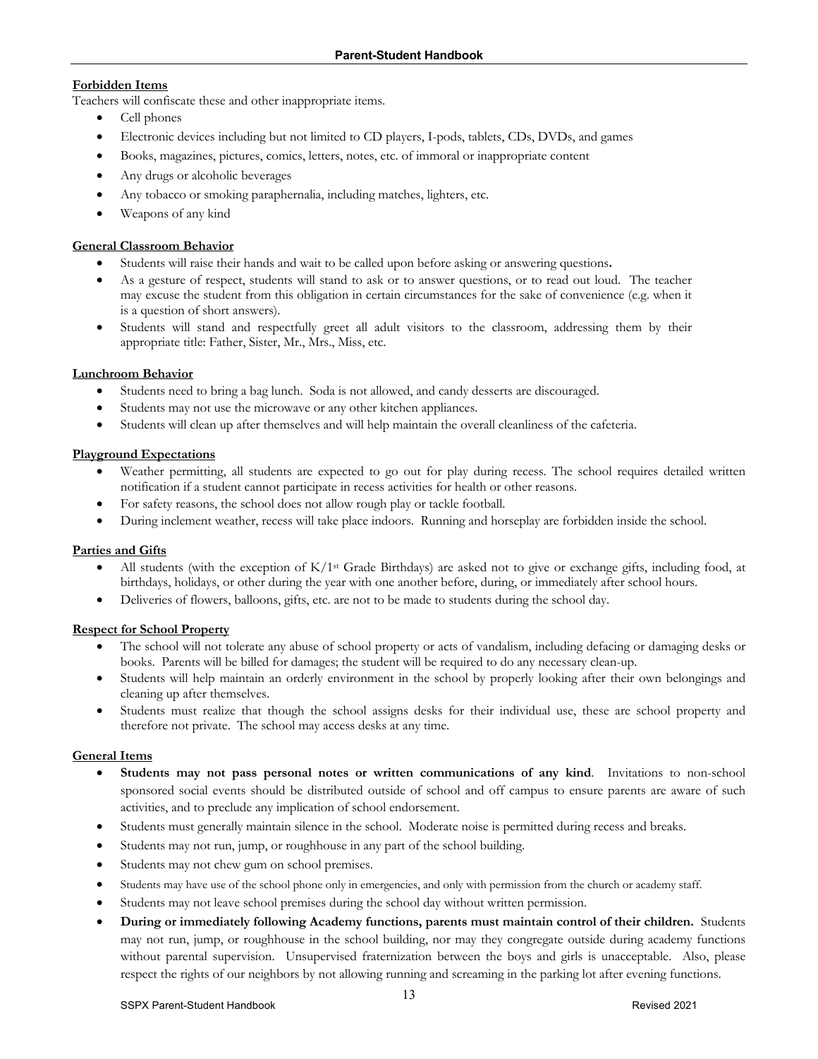**Forbidden Items**

Teachers will confiscate these and other inappropriate items.

- Cell phones
- Electronic devices including but not limited to CD players, I-pods, tablets, CDs, DVDs, and games
- Books, magazines, pictures, comics, letters, notes, etc. of immoral or inappropriate content
- Any drugs or alcoholic beverages
- Any tobacco or smoking paraphernalia, including matches, lighters, etc.
- Weapons of any kind

**General Classroom Behavior**

- Students will raise their hands and wait to be called upon before asking or answering questions**.**
- As a gesture of respect, students will stand to ask or to answer questions, or to read out loud. The teacher may excuse the student from this obligation in certain circumstances for the sake of convenience (e.g. when it is a question of short answers).
- Students will stand and respectfully greet all adult visitors to the classroom, addressing them by their appropriate title: Father, Sister, Mr., Mrs., Miss, etc.

**Lunchroom Behavior**

- Students need to bring a bag lunch. Soda is not allowed, and candy desserts are discouraged.
- Students may not use the microwave or any other kitchen appliances.
- Students will clean up after themselves and will help maintain the overall cleanliness of the cafeteria.

**Playground Expectations**

- Weather permitting, all students are expected to go out for play during recess. The school requires detailed written notification if a student cannot participate in recess activities for health or other reasons.
- For safety reasons, the school does not allow rough play or tackle football.
- During inclement weather, recess will take place indoors. Running and horseplay are forbidden inside the school.

**Parties and Gifts**

- All students (with the exception of K/1st Grade Birthdays) are asked not to give or exchange gifts, including food, at birthdays, holidays, or other during the year with one another before, during, or immediately after school hours.
- Deliveries of flowers, balloons, gifts, etc. are not to be made to students during the school day.

**Respect for School Property**

- The school will not tolerate any abuse of school property or acts of vandalism, including defacing or damaging desks or books. Parents will be billed for damages; the student will be required to do any necessary clean-up.
- Students will help maintain an orderly environment in the school by properly looking after their own belongings and cleaning up after themselves.
- Students must realize that though the school assigns desks for their individual use, these are school property and therefore not private. The school may access desks at any time.

**General Items**

- **Students may not pass personal notes or written communications of any kind**. Invitations to non-school sponsored social events should be distributed outside of school and off campus to ensure parents are aware of such activities, and to preclude any implication of school endorsement.
- Students must generally maintain silence in the school. Moderate noise is permitted during recess and breaks.
- Students may not run, jump, or roughhouse in any part of the school building.
- Students may not chew gum on school premises.
- Students may have use of the school phone only in emergencies, and only with permission from the church or academy staff.
- Students may not leave school premises during the school day without written permission.
- **During or immediately following Academy functions, parents must maintain control of their children.** Students may not run, jump, or roughhouse in the school building, nor may they congregate outside during academy functions without parental supervision. Unsupervised fraternization between the boys and girls is unacceptable. Also, please respect the rights of our neighbors by not allowing running and screaming in the parking lot after evening functions.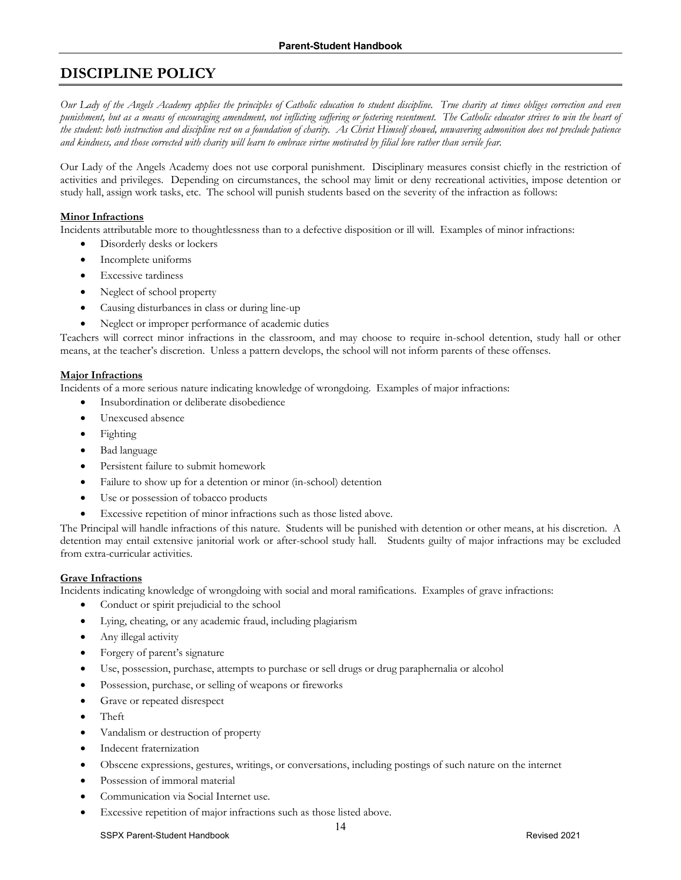## DISCIPLINE POLICY

*Our Lady of the Angels Academy applies the principles of Catholic education to student discipline. True charity at times obliges correction and even punishment, but as a means of encouraging amendment, not inflicting suffering or fostering resentment. The Catholic educator strives to win the heart of the student: both instruction and discipline rest on a foundation of charity. As Christ Himself showed, unwavering admonition does not preclude patience and kindness, and those corrected with charity will learn to embrace virtue motivated by filial love rather than servile fear.*

Our Lady of the Angels Academy does not use corporal punishment. Disciplinary measures consist chiefly in the restriction of activities and privileges. Depending on circumstances, the school may limit or deny recreational activities, impose detention or study hall, assign work tasks, etc. The school will punish students based on the severity of the infraction as follows:

**Minor Infractions**

Incidents attributable more to thoughtlessness than to a defective disposition or ill will. Examples of minor infractions:

- Disorderly desks or lockers
- Incomplete uniforms
- Excessive tardiness
- Neglect of school property
- Causing disturbances in class or during line-up
- Neglect or improper performance of academic duties

Teachers will correct minor infractions in the classroom, and may choose to require in-school detention, study hall or other means, at the teacher's discretion. Unless a pattern develops, the school will not inform parents of these offenses.

**Major Infractions**

Incidents of a more serious nature indicating knowledge of wrongdoing. Examples of major infractions:

- Insubordination or deliberate disobedience
- Unexcused absence
- Fighting
- Bad language
- Persistent failure to submit homework
- Failure to show up for a detention or minor (in-school) detention
- Use or possession of tobacco products
- Excessive repetition of minor infractions such as those listed above.

The Principal will handle infractions of this nature. Students will be punished with detention or other means, at his discretion. A detention may entail extensive janitorial work or after-school study hall. Students guilty of major infractions may be excluded from extra-curricular activities.

**Grave Infractions**

Incidents indicating knowledge of wrongdoing with social and moral ramifications. Examples of grave infractions:

- Conduct or spirit prejudicial to the school
- Lying, cheating, or any academic fraud, including plagiarism
- Any illegal activity
- Forgery of parent's signature
- Use, possession, purchase, attempts to purchase or sell drugs or drug paraphernalia or alcohol
- Possession, purchase, or selling of weapons or fireworks
- Grave or repeated disrespect
- Theft
- Vandalism or destruction of property
- Indecent fraternization
- Obscene expressions, gestures, writings, or conversations, including postings of such nature on the internet
- Possession of immoral material
- Communication via Social Internet use.
- Excessive repetition of major infractions such as those listed above.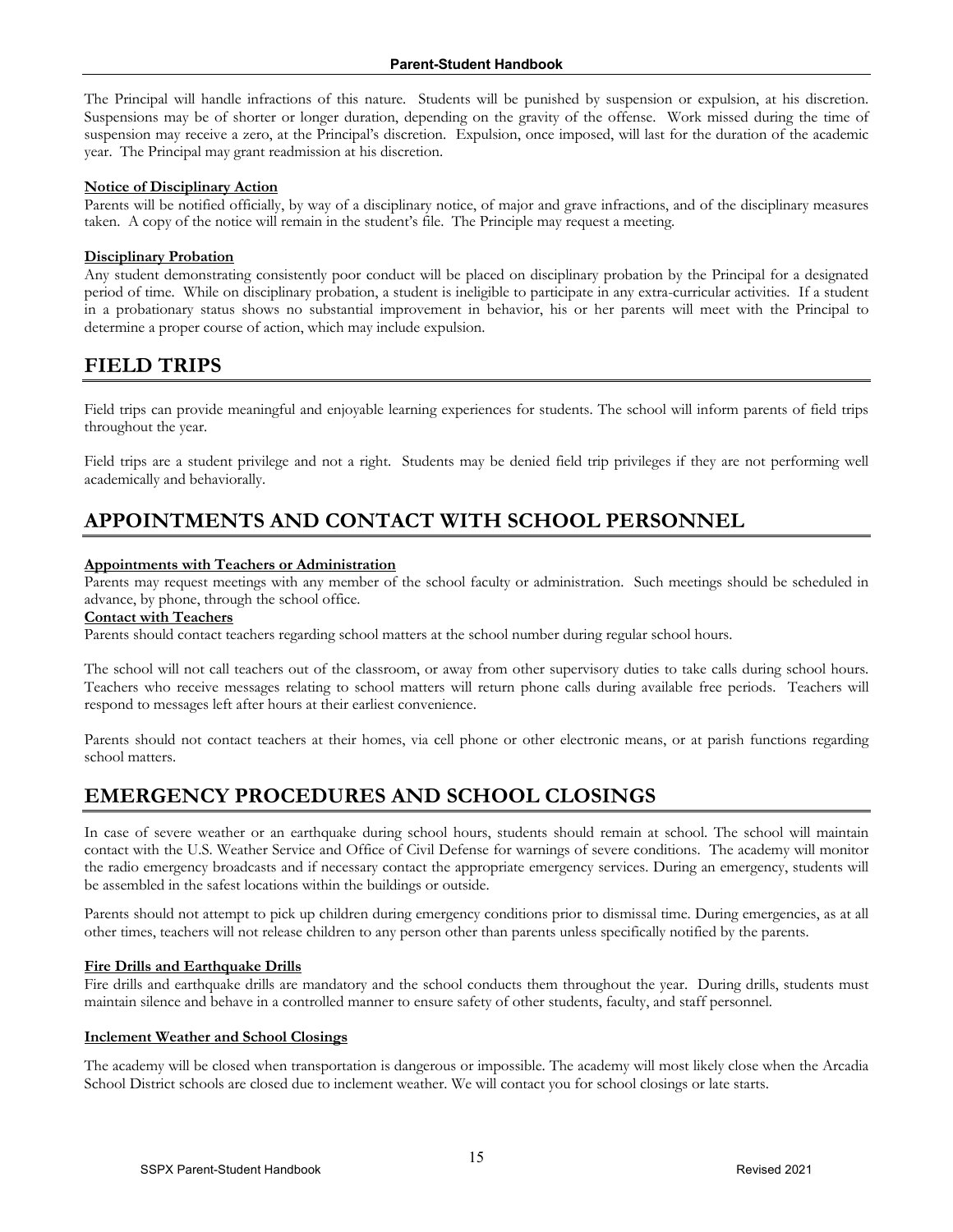The Principal will handle infractions of this nature. Students will be punished by suspension or expulsion, at his discretion. Suspensions may be of shorter or longer duration, depending on the gravity of the offense. Work missed during the time of suspension may receive a zero, at the Principal's discretion. Expulsion, once imposed, will last for the duration of the academic year. The Principal may grant readmission at his discretion.

**Notice of Disciplinary Action**

Parents will be notified officially, by way of a disciplinary notice, of major and grave infractions, and of the disciplinary measures taken. A copy of the notice will remain in the student's file. The Principle may request a meeting.

**Disciplinary Probation**

Any student demonstrating consistently poor conduct will be placed on disciplinary probation by the Principal for a designated period of time. While on disciplinary probation, a student is ineligible to participate in any extra-curricular activities. If a student in a probationary status shows no substantial improvement in behavior, his or her parents will meet with the Principal to determine a proper course of action, which may include expulsion.

# FIELD TRIPS

Field trips can provide meaningful and enjoyable learning experiences for students. The school will inform parents of field trips throughout the year.

Field trips are a student privilege and not a right. Students may be denied field trip privileges if they are not performing well academically and behaviorally.

# APPOINTMENTS AND CONTACT WITH SCHOOL PERSONNEL

**Appointments with Teachers or Administration**

Parents may request meetings with any member of the school faculty or administration. Such meetings should be scheduled in advance, by phone, through the school office.

**Contact with Teachers**

Parents should contact teachers regarding school matters at the school number during regular school hours.

The school will not call teachers out of the classroom, or away from other supervisory duties to take calls during school hours. Teachers who receive messages relating to school matters will return phone calls during available free periods. Teachers will respond to messages left after hours at their earliest convenience.

Parents should not contact teachers at their homes, via cell phone or other electronic means, or at parish functions regarding school matters.

# EMERGENCY PROCEDURES AND SCHOOL CLOSINGS

In case of severe weather or an earthquake during school hours, students should remain at school. The school will maintain contact with the U.S. Weather Service and Office of Civil Defense for warnings of severe conditions. The academy will monitor the radio emergency broadcasts and if necessary contact the appropriate emergency services. During an emergency, students will be assembled in the safest locations within the buildings or outside.

Parents should not attempt to pick up children during emergency conditions prior to dismissal time. During emergencies, as at all other times, teachers will not release children to any person other than parents unless specifically notified by the parents.

**Fire Drills and Earthquake Drills**

Fire drills and earthquake drills are mandatory and the school conducts them throughout the year. During drills, students must maintain silence and behave in a controlled manner to ensure safety of other students, faculty, and staff personnel.

**Inclement Weather and School Closings**

The academy will be closed when transportation is dangerous or impossible. The academy will most likely close when the Arcadia School District schools are closed due to inclement weather. We will contact you for school closings or late starts.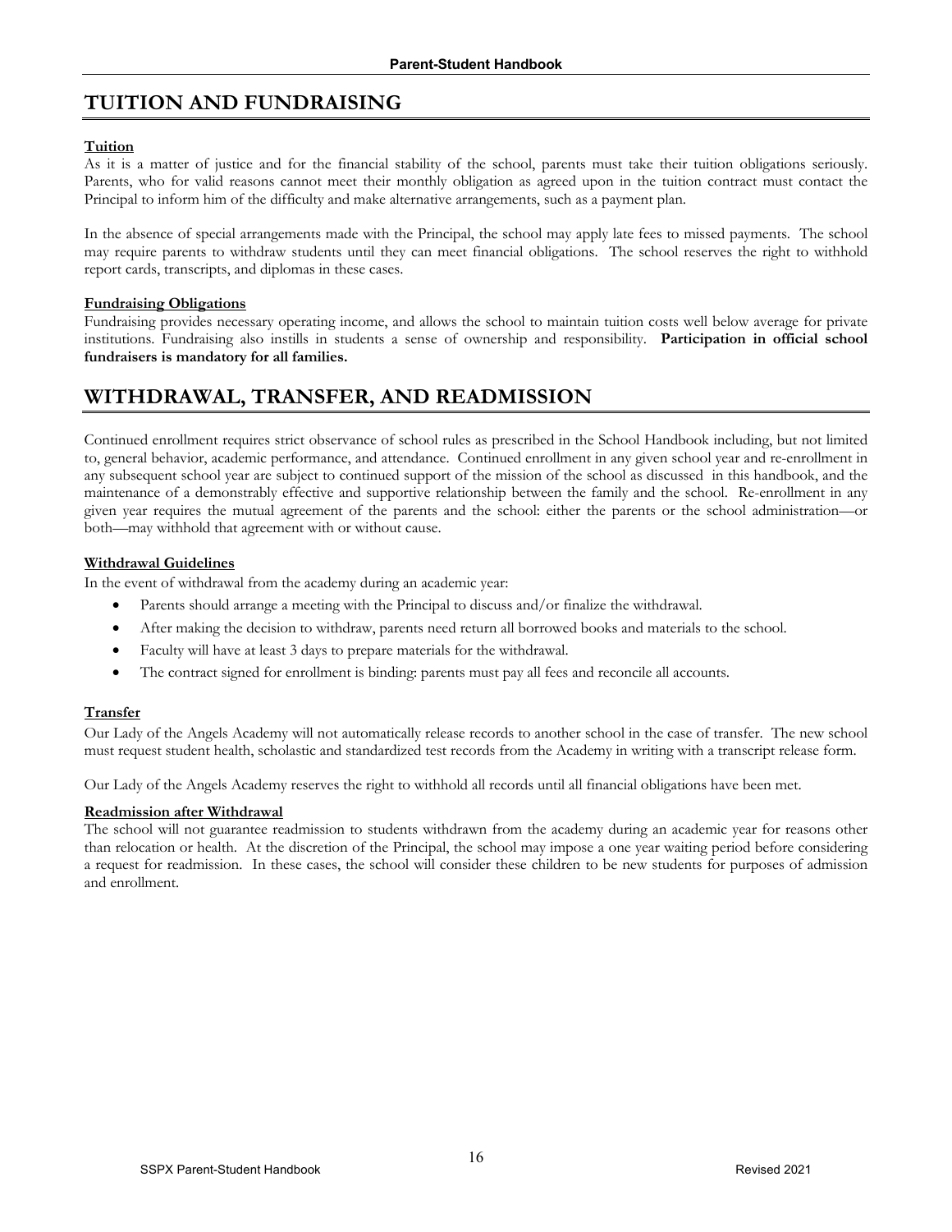# TUITION AND FUNDRAISING

### Tuition

As it is a matter of justice and for the financial stability of the school, parents must take their tuition obligations seriously. Parents, who for valid reasons cannot meet their monthly obligation as agreed upon in the tuition contract must contact the Principal to inform him of the difficulty and make alternative arrangements, such as a payment plan.

In the absence of special arrangements made with the Principal, the school may apply late fees to missed payments. The school may require parents to withdraw students until they can meet financial obligations. The school reserves the right to withhold report cards, transcripts, and diplomas in these cases.

### Fundraising Obligations

Fundraising provides necessary operating income, and allows the school to maintain tuition costs well below average for private institutions. Fundraising also instills in students a sense of ownership and responsibility. **Participation in official school fundraisers is mandatory for all families.**

# WITHDRAWAL, TRANSFER, AND READMISSION

Continued enrollment requires strict observance of school rules as prescribed in the School Handbook including, but not limited to, general behavior, academic performance, and attendance. Continued enrollment in any given school year and re-enrollment in any subsequent school year are subject to continued support of the mission of the school as discussed in this handbook, and the maintenance of a demonstrably effective and supportive relationship between the family and the school. Re-enrollment in any given year requires the mutual agreement of the parents and the school: either the parents or the school administration—or both—may withhold that agreement with or without cause.

### Withdrawal Guidelines

In the event of withdrawal from the academy during an academic year:

- Parents should arrange a meeting with the Principal to discuss and/or finalize the withdrawal.
- After making the decision to withdraw, parents need return all borrowed books and materials to the school.
- Faculty will have at least 3 days to prepare materials for the withdrawal.
- The contract signed for enrollment is binding: parents must pay all fees and reconcile all accounts.

### Transfer

Our Lady of the Angels Academy will not automatically release records to another school in the case of transfer. The new school must request student health, scholastic and standardized test records from the Academy in writing with a transcript release form.

Our Lady of the Angels Academy reserves the right to withhold all records until all financial obligations have been met.

### Readmission after Withdrawal

The school will not guarantee readmission to students withdrawn from the academy during an academic year for reasons other than relocation or health. At the discretion of the Principal, the school may impose a one year waiting period before considering a request for readmission. In these cases, the school will consider these children to be new students for purposes of admission and enrollment.